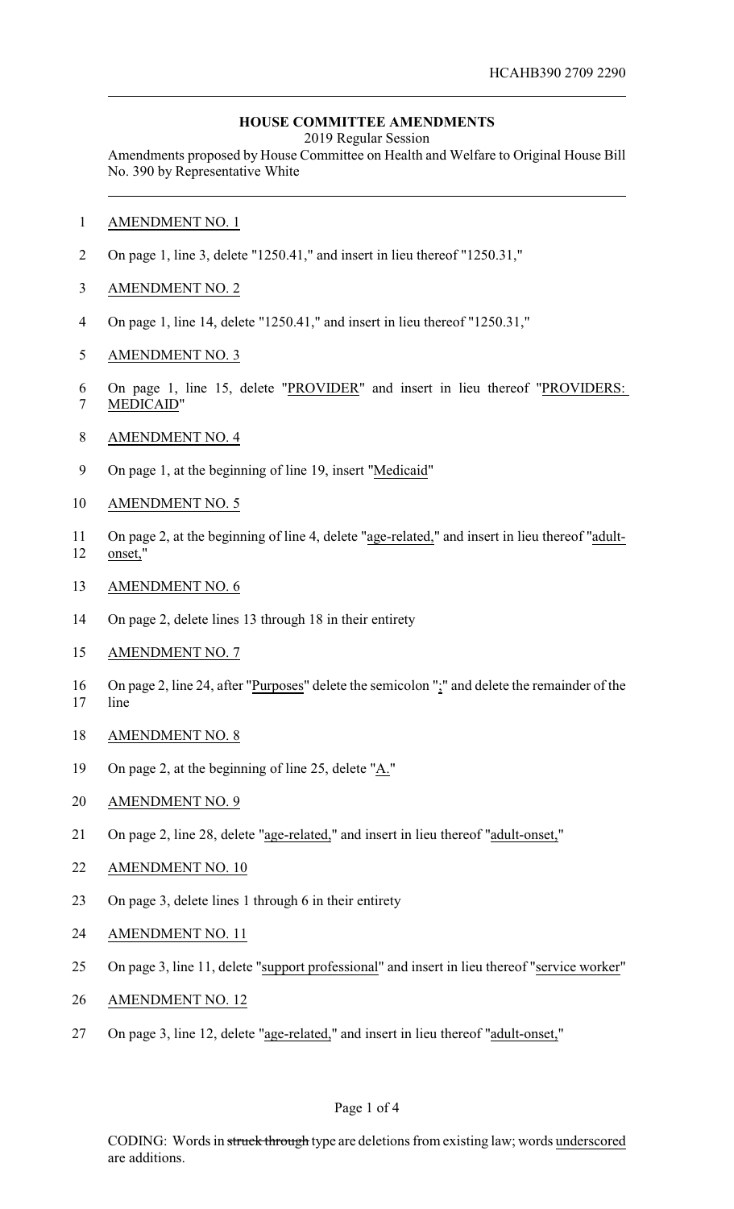HCAHB390 2709 2290

**HOUSE COMMITTEE AMENDMENTS**

2019 Regular Session

Amendments proposed by House Committee on Health and Welfare to Original House Bill No. 390 by Representative White

AMENDMENT NO. 1

On page 1, line 3, delete "1250.41," and insert in lieu thereof "1250.31,"

AMENDMENT NO. 2

On page 1, line 14, delete "1250.41," and insert in lieu thereof "1250.31,"

AMENDMENT NO. 3

On page 1, line 15, delete "PROVIDER" and insert in lieu thereof "PROVIDERS: MEDICAID"

AMENDMENT NO. 4

On page 1, at the beginning of line 19, insert "Medicaid"

AMENDMENT NO. 5

On page 2, at the beginning of line 4, delete "age-related," and insert in lieu thereof "adult-onset,"

AMENDMENT NO. 6

On page 2, delete lines 13 through 18 in their entirety

AMENDMENT NO. 7

On page 2, line 24, after "Purposes" delete the semicolon ";" and delete the remainder of the line

AMENDMENT NO. 8

On page 2, at the beginning of line 25, delete "A."

AMENDMENT NO. 9

On page 2, line 28, delete "age-related," and insert in lieu thereof "adult-onset,"

AMENDMENT NO. 10

On page 3, delete lines 1 through 6 in their entirety

AMENDMENT NO. 11

On page 3, line 11, delete "support professional" and insert in lieu thereof "service worker"

AMENDMENT NO. 12

On page 3, line 12, delete "age-related," and insert in lieu thereof "adult-onset,"

CODING: Words in ~~struck through~~ type are deletions from existing law; words underscored are additions.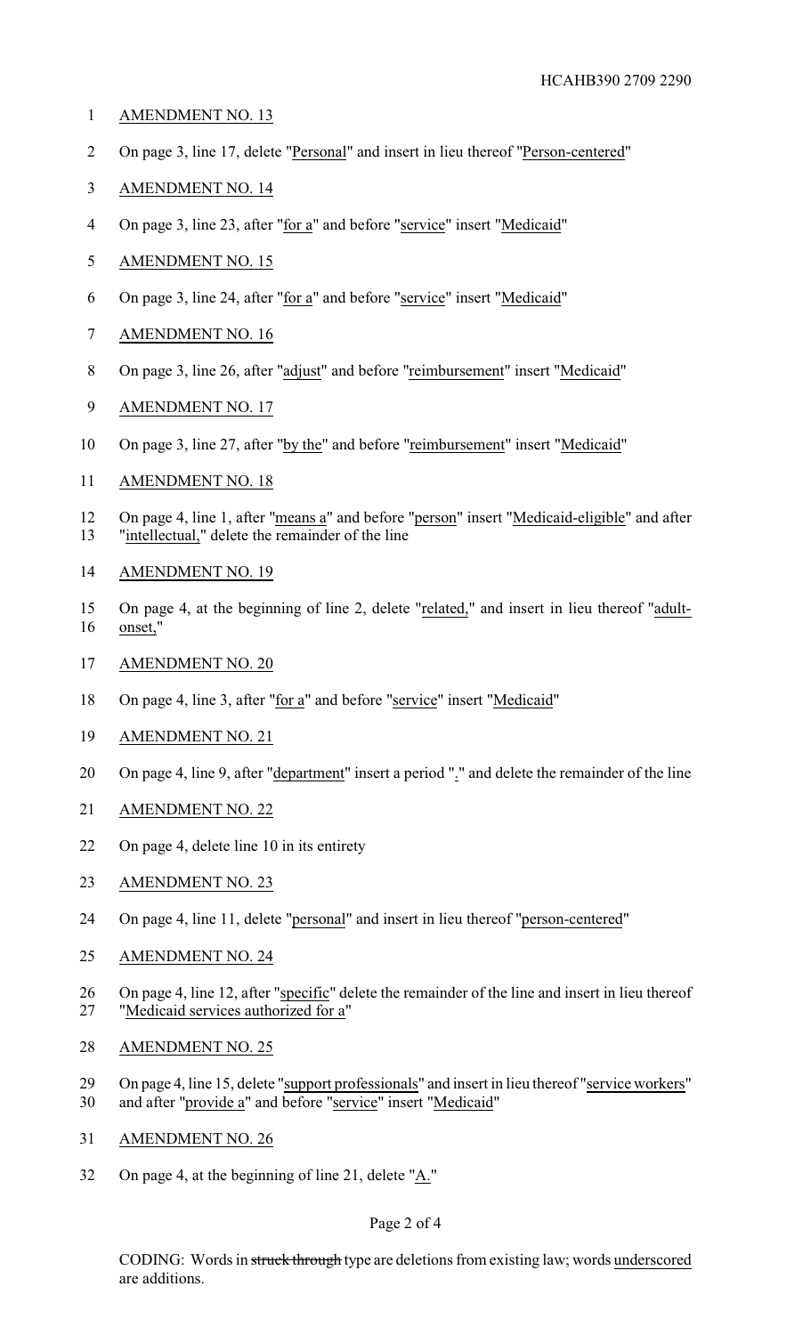AMENDMENT NO. 13

On page 3, line 17, delete "Personal" and insert in lieu thereof "Person-centered"

AMENDMENT NO. 14

On page 3, line 23, after "for a" and before "service" insert "Medicaid"

AMENDMENT NO. 15

On page 3, line 24, after "for a" and before "service" insert "Medicaid"

AMENDMENT NO. 16

On page 3, line 26, after "adjust" and before "reimbursement" insert "Medicaid"

AMENDMENT NO. 17

On page 3, line 27, after "by the" and before "reimbursement" insert "Medicaid"

AMENDMENT NO. 18

On page 4, line 1, after "means a" and before "person" insert "Medicaid-eligible" and after "intellectual," delete the remainder of the line

AMENDMENT NO. 19

On page 4, at the beginning of line 2, delete "related," and insert in lieu thereof "adult-onset,"

AMENDMENT NO. 20

On page 4, line 3, after "for a" and before "service" insert "Medicaid"

AMENDMENT NO. 21

On page 4, line 9, after "department" insert a period "." and delete the remainder of the line

AMENDMENT NO. 22

On page 4, delete line 10 in its entirety

AMENDMENT NO. 23

On page 4, line 11, delete "personal" and insert in lieu thereof "person-centered"

AMENDMENT NO. 24

On page 4, line 12, after "specific" delete the remainder of the line and insert in lieu thereof "Medicaid services authorized for a"

AMENDMENT NO. 25

On page 4, line 15, delete "support professionals" and insert in lieu thereof "service workers" and after "provide a" and before "service" insert "Medicaid"

AMENDMENT NO. 26

On page 4, at the beginning of line 21, delete "A."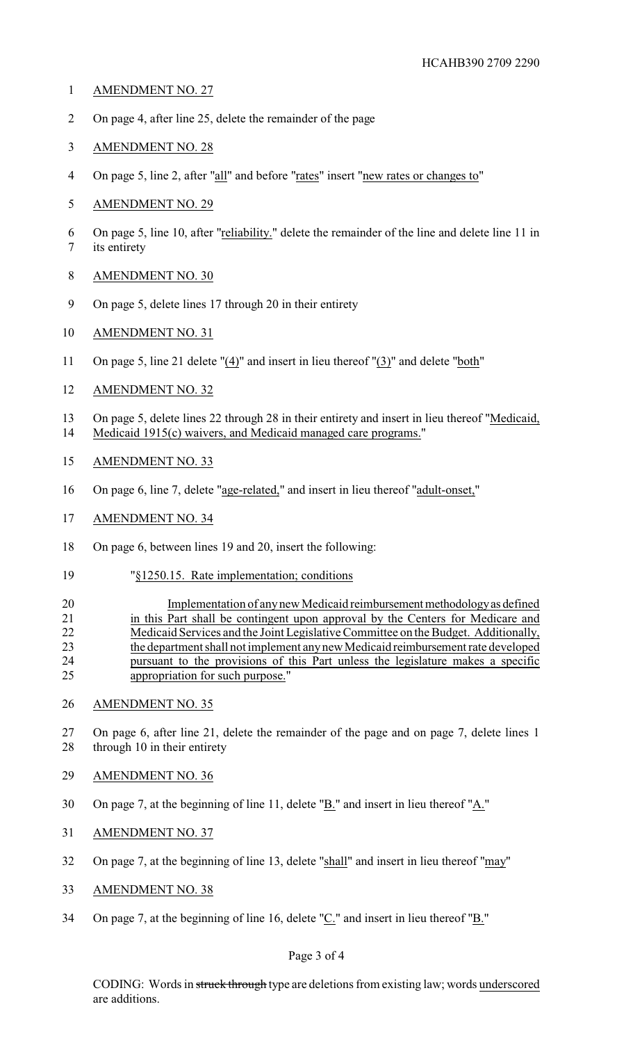AMENDMENT NO. 27

On page 4, after line 25, delete the remainder of the page

AMENDMENT NO. 28

On page 5, line 2, after "all" and before "rates" insert "new rates or changes to"

AMENDMENT NO. 29

On page 5, line 10, after "reliability." delete the remainder of the line and delete line 11 in its entirety

AMENDMENT NO. 30

On page 5, delete lines 17 through 20 in their entirety

AMENDMENT NO. 31

On page 5, line 21 delete "(4)" and insert in lieu thereof "(3)" and delete "both"

AMENDMENT NO. 32

On page 5, delete lines 22 through 28 in their entirety and insert in lieu thereof "Medicaid, Medicaid 1915(c) waivers, and Medicaid managed care programs."

AMENDMENT NO. 33

On page 6, line 7, delete "age-related," and insert in lieu thereof "adult-onset,"

AMENDMENT NO. 34

On page 6, between lines 19 and 20, insert the following:

"§1250.15. Rate implementation; conditions

Implementation of any new Medicaid reimbursement methodology as defined in this Part shall be contingent upon approval by the Centers for Medicare and Medicaid Services and the Joint Legislative Committee on the Budget. Additionally, the department shall not implement any new Medicaid reimbursement rate developed pursuant to the provisions of this Part unless the legislature makes a specific appropriation for such purpose."

AMENDMENT NO. 35

On page 6, after line 21, delete the remainder of the page and on page 7, delete lines 1 through 10 in their entirety

AMENDMENT NO. 36

On page 7, at the beginning of line 11, delete "B." and insert in lieu thereof "A."

AMENDMENT NO. 37

On page 7, at the beginning of line 13, delete "shall" and insert in lieu thereof "may"

AMENDMENT NO. 38

On page 7, at the beginning of line 16, delete "C." and insert in lieu thereof "B."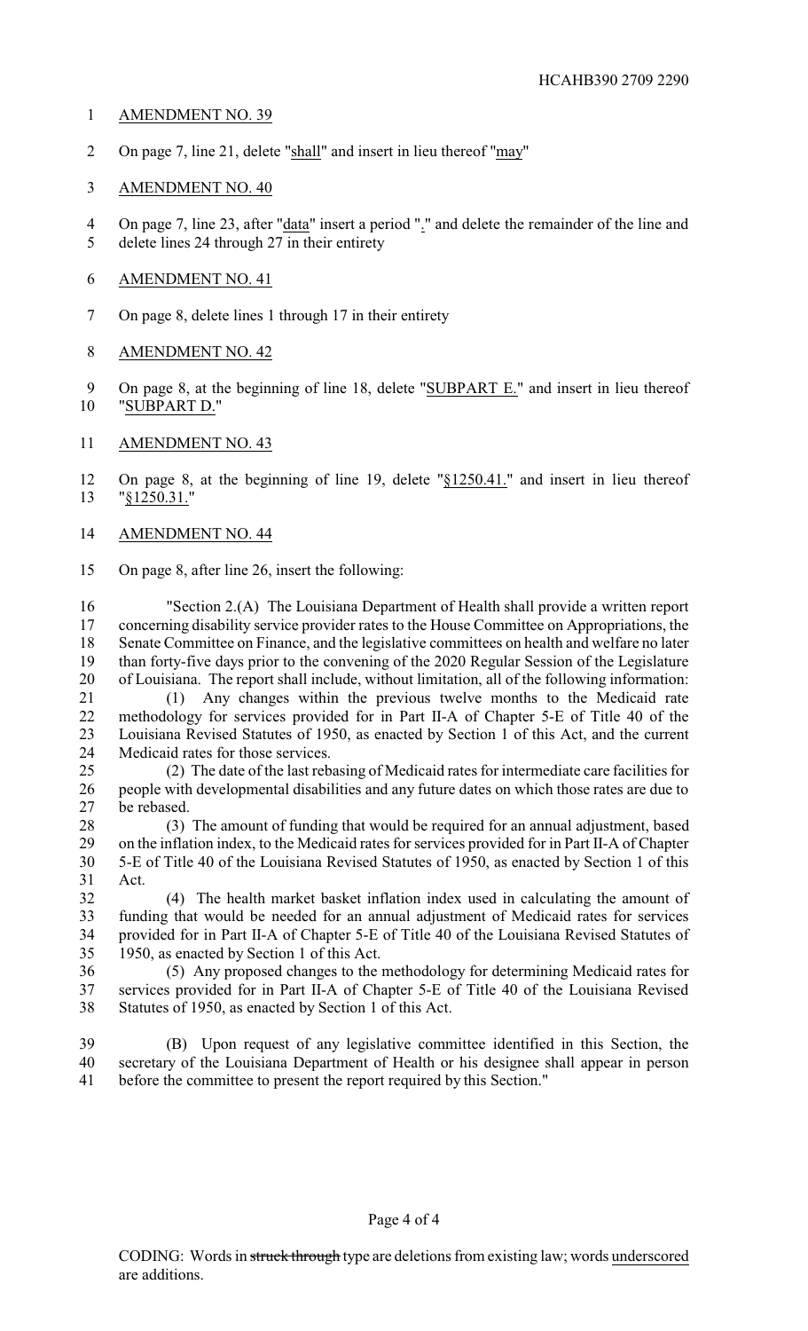AMENDMENT NO. 39

On page 7, line 21, delete "shall" and insert in lieu thereof "may"

AMENDMENT NO. 40

On page 7, line 23, after "data" insert a period "." and delete the remainder of the line and delete lines 24 through 27 in their entirety

AMENDMENT NO. 41

On page 8, delete lines 1 through 17 in their entirety

AMENDMENT NO. 42

On page 8, at the beginning of line 18, delete "SUBPART E." and insert in lieu thereof "SUBPART D."

AMENDMENT NO. 43

On page 8, at the beginning of line 19, delete "§1250.41." and insert in lieu thereof "§1250.31."

AMENDMENT NO. 44

On page 8, after line 26, insert the following:

"Section 2.(A) The Louisiana Department of Health shall provide a written report concerning disability service provider rates to the House Committee on Appropriations, the Senate Committee on Finance, and the legislative committees on health and welfare no later than forty-five days prior to the convening of the 2020 Regular Session of the Legislature of Louisiana. The report shall include, without limitation, all of the following information:

(1) Any changes within the previous twelve months to the Medicaid rate methodology for services provided for in Part II-A of Chapter 5-E of Title 40 of the Louisiana Revised Statutes of 1950, as enacted by Section 1 of this Act, and the current Medicaid rates for those services.

(2) The date of the last rebasing of Medicaid rates for intermediate care facilities for people with developmental disabilities and any future dates on which those rates are due to be rebased.

(3) The amount of funding that would be required for an annual adjustment, based on the inflation index, to the Medicaid rates for services provided for in Part II-A of Chapter 5-E of Title 40 of the Louisiana Revised Statutes of 1950, as enacted by Section 1 of this Act.

(4) The health market basket inflation index used in calculating the amount of funding that would be needed for an annual adjustment of Medicaid rates for services provided for in Part II-A of Chapter 5-E of Title 40 of the Louisiana Revised Statutes of 1950, as enacted by Section 1 of this Act.

(5) Any proposed changes to the methodology for determining Medicaid rates for services provided for in Part II-A of Chapter 5-E of Title 40 of the Louisiana Revised Statutes of 1950, as enacted by Section 1 of this Act.

(B) Upon request of any legislative committee identified in this Section, the secretary of the Louisiana Department of Health or his designee shall appear in person before the committee to present the report required by this Section."

CODING: Words in ~~struck through~~ type are deletions from existing law; words underscored are additions.